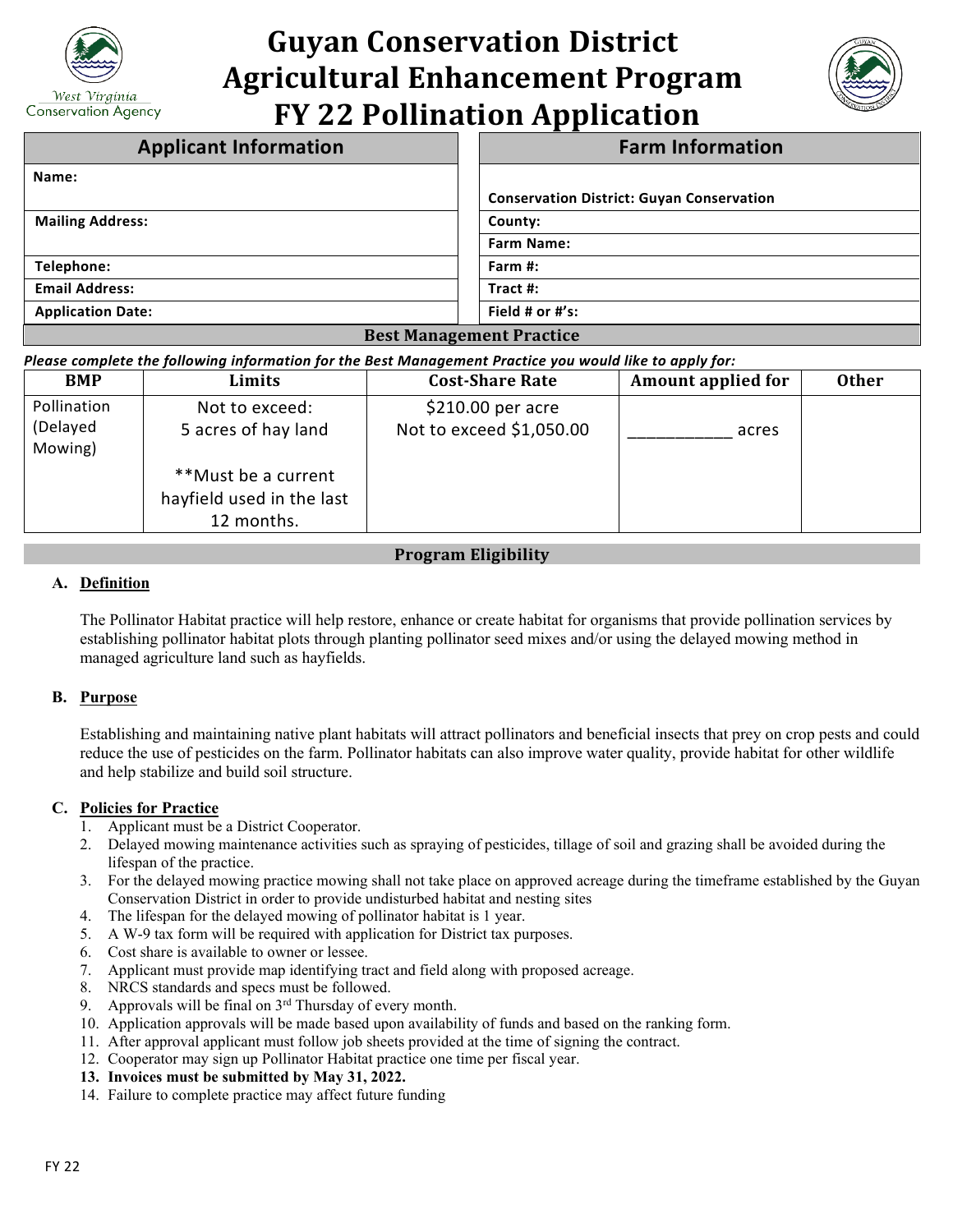# Guyan Conservation District Agricultural Enhancement Program FY 22 Pollination Application

| Applicant Information | Farm Information |
|---|---|
| **Name:** | **Conservation District: Guyan Conservation** |
| **Mailing Address:** | **County:** |
| | **Farm Name:** |
| **Telephone:** | **Farm #:** |
| **Email Address:** | **Tract #:** |
| **Application Date:** | **Field # or #'s:** |

## Best Management Practice

***Please complete the following information for the Best Management Practice you would like to apply for:***

| BMP | Limits | Cost-Share Rate | Amount applied for | Other |
|---|---|---|---|---|
| Pollination (Delayed Mowing) | Not to exceed: 5 acres of hay land<br><br>**Must be a current hayfield used in the last 12 months. | $210.00 per acre<br>Not to exceed $1,050.00 | ___________ acres | |

## Program Eligibility

### A. Definition

The Pollinator Habitat practice will help restore, enhance or create habitat for organisms that provide pollination services by establishing pollinator habitat plots through planting pollinator seed mixes and/or using the delayed mowing method in managed agriculture land such as hayfields.

### B. Purpose

Establishing and maintaining native plant habitats will attract pollinators and beneficial insects that prey on crop pests and could reduce the use of pesticides on the farm. Pollinator habitats can also improve water quality, provide habitat for other wildlife and help stabilize and build soil structure.

### C. Policies for Practice

1. Applicant must be a District Cooperator.
2. Delayed mowing maintenance activities such as spraying of pesticides, tillage of soil and grazing shall be avoided during the lifespan of the practice.
3. For the delayed mowing practice mowing shall not take place on approved acreage during the timeframe established by the Guyan Conservation District in order to provide undisturbed habitat and nesting sites
4. The lifespan for the delayed mowing of pollinator habitat is 1 year.
5. A W-9 tax form will be required with application for District tax purposes.
6. Cost share is available to owner or lessee.
7. Applicant must provide map identifying tract and field along with proposed acreage.
8. NRCS standards and specs must be followed.
9. Approvals will be final on 3rd Thursday of every month.
10. Application approvals will be made based upon availability of funds and based on the ranking form.
11. After approval applicant must follow job sheets provided at the time of signing the contract.
12. Cooperator may sign up Pollinator Habitat practice one time per fiscal year.
13. **Invoices must be submitted by May 31, 2022.**
14. Failure to complete practice may affect future funding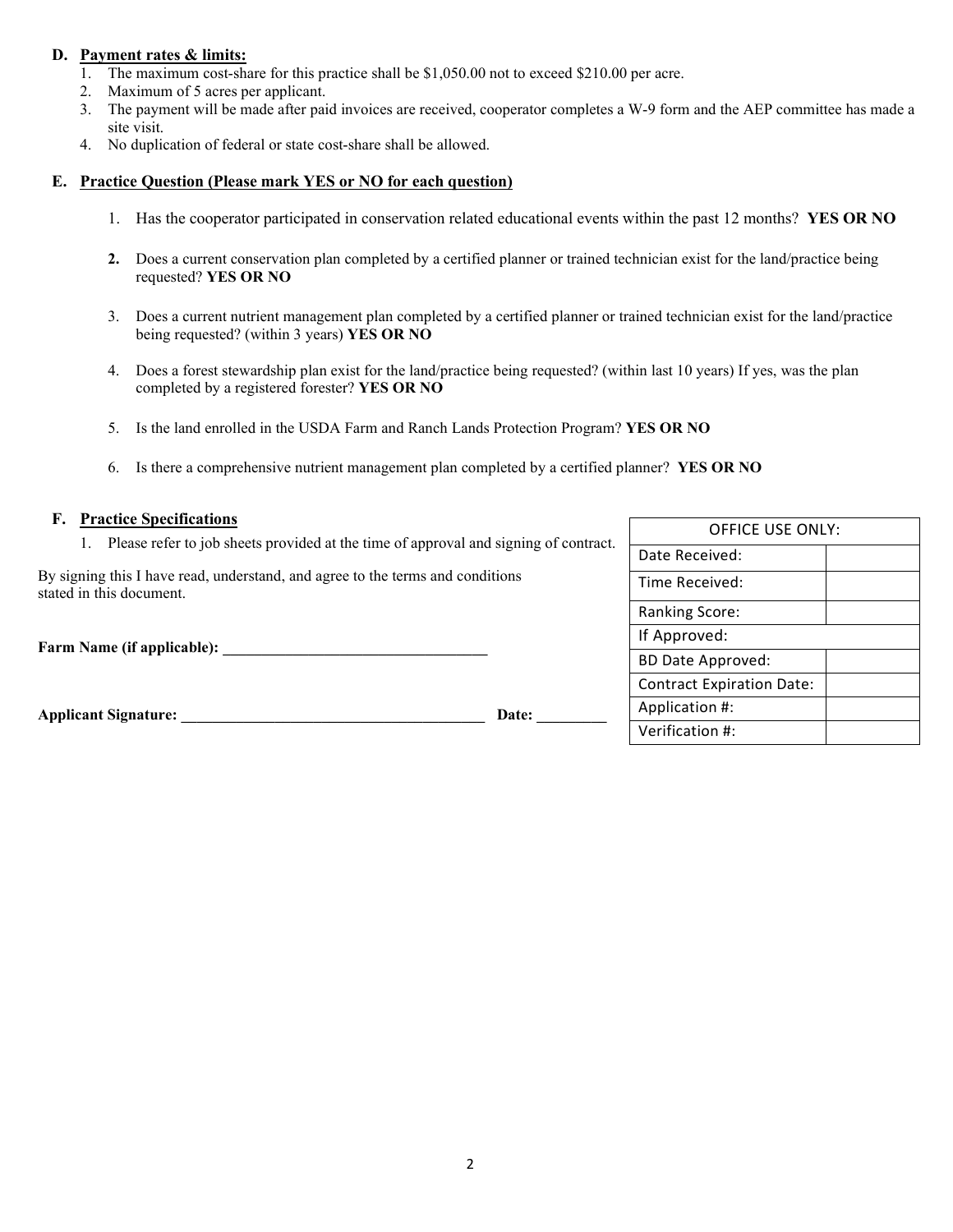**D. Payment rates & limits:**

1. The maximum cost-share for this practice shall be $1,050.00 not to exceed $210.00 per acre.
2. Maximum of 5 acres per applicant.
3. The payment will be made after paid invoices are received, cooperator completes a W-9 form and the AEP committee has made a site visit.
4. No duplication of federal or state cost-share shall be allowed.

**E. Practice Question (Please mark YES or NO for each question)**

1. Has the cooperator participated in conservation related educational events within the past 12 months? **YES OR NO**
2. Does a current conservation plan completed by a certified planner or trained technician exist for the land/practice being requested? **YES OR NO**
3. Does a current nutrient management plan completed by a certified planner or trained technician exist for the land/practice being requested? (within 3 years) **YES OR NO**
4. Does a forest stewardship plan exist for the land/practice being requested? (within last 10 years) If yes, was the plan completed by a registered forester? **YES OR NO**
5. Is the land enrolled in the USDA Farm and Ranch Lands Protection Program? **YES OR NO**
6. Is there a comprehensive nutrient management plan completed by a certified planner? **YES OR NO**

**F. Practice Specifications**

1. Please refer to job sheets provided at the time of approval and signing of contract.

By signing this I have read, understand, and agree to the terms and conditions stated in this document.

**Farm Name (if applicable):** ___________________________________

**Applicant Signature:** ________________________________________ **Date:** _________

| OFFICE USE ONLY: | |
|---|---|
| Date Received: | |
| Time Received: | |
| Ranking Score: | |
| If Approved: | |
| BD Date Approved: | |
| Contract Expiration Date: | |
| Application #: | |
| Verification #: | |